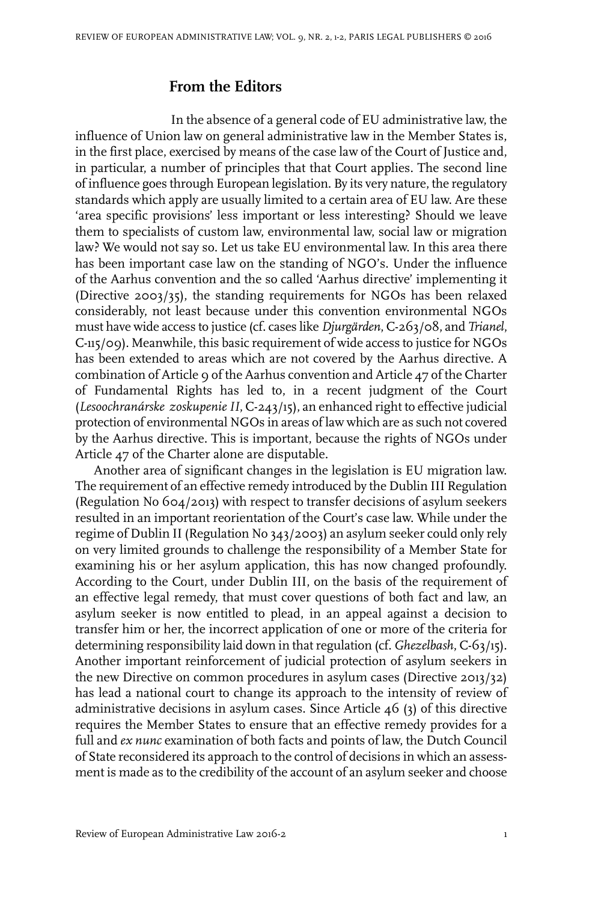## From the Editors

In the absence of a general code of EU administrative law, the influence of Union law on general administrative law in the Member States is, in the first place, exercised by means of the case law of the Court of Justice and, in particular, a number of principles that that Court applies. The second line of influence goes through European legislation. By its very nature, the regulatory standards which apply are usually limited to a certain area of EU law. Are these 'area specific provisions' less important or less interesting? Should we leave them to specialists of custom law, environmental law, social law or migration law? We would not say so. Let us take EU environmental law. In this area there has been important case law on the standing of NGO's. Under the influence of the Aarhus convention and the so called 'Aarhus directive' implementing it (Directive 2003/35), the standing requirements for NGOs has been relaxed considerably, not least because under this convention environmental NGOs must have wide access to justice (cf. cases like *Djurgården*, C-263/08, and *Trianel*, C-115/09). Meanwhile, this basic requirement of wide access to justice for NGOs has been extended to areas which are not covered by the Aarhus directive. A combination of Article 9 of the Aarhus convention and Article 47 of the Charter of Fundamental Rights has led to, in a recent judgment of the Court (*Lesoochranárske zoskupenie II*, C-243/15), an enhanced right to effective judicial protection of environmental NGOs in areas of law which are as such not covered by the Aarhus directive. This is important, because the rights of NGOs under Article 47 of the Charter alone are disputable.

Another area of significant changes in the legislation is EU migration law. The requirement of an effective remedy introduced by the Dublin III Regulation (Regulation No 604/2013) with respect to transfer decisions of asylum seekers resulted in an important reorientation of the Court's case law. While under the regime of Dublin II (Regulation No 343/2003) an asylum seeker could only rely on very limited grounds to challenge the responsibility of a Member State for examining his or her asylum application, this has now changed profoundly. According to the Court, under Dublin III, on the basis of the requirement of an effective legal remedy, that must cover questions of both fact and law, an asylum seeker is now entitled to plead, in an appeal against a decision to transfer him or her, the incorrect application of one or more of the criteria for determining responsibility laid down in that regulation (cf. *Ghezelbash*, C-63/15). Another important reinforcement of judicial protection of asylum seekers in the new Directive on common procedures in asylum cases (Directive 2013/32) has lead a national court to change its approach to the intensity of review of administrative decisions in asylum cases. Since Article 46 (3) of this directive requires the Member States to ensure that an effective remedy provides for a full and *ex nunc* examination of both facts and points of law, the Dutch Council of State reconsidered its approach to the control of decisions in which an assessment is made as to the credibility of the account of an asylum seeker and choose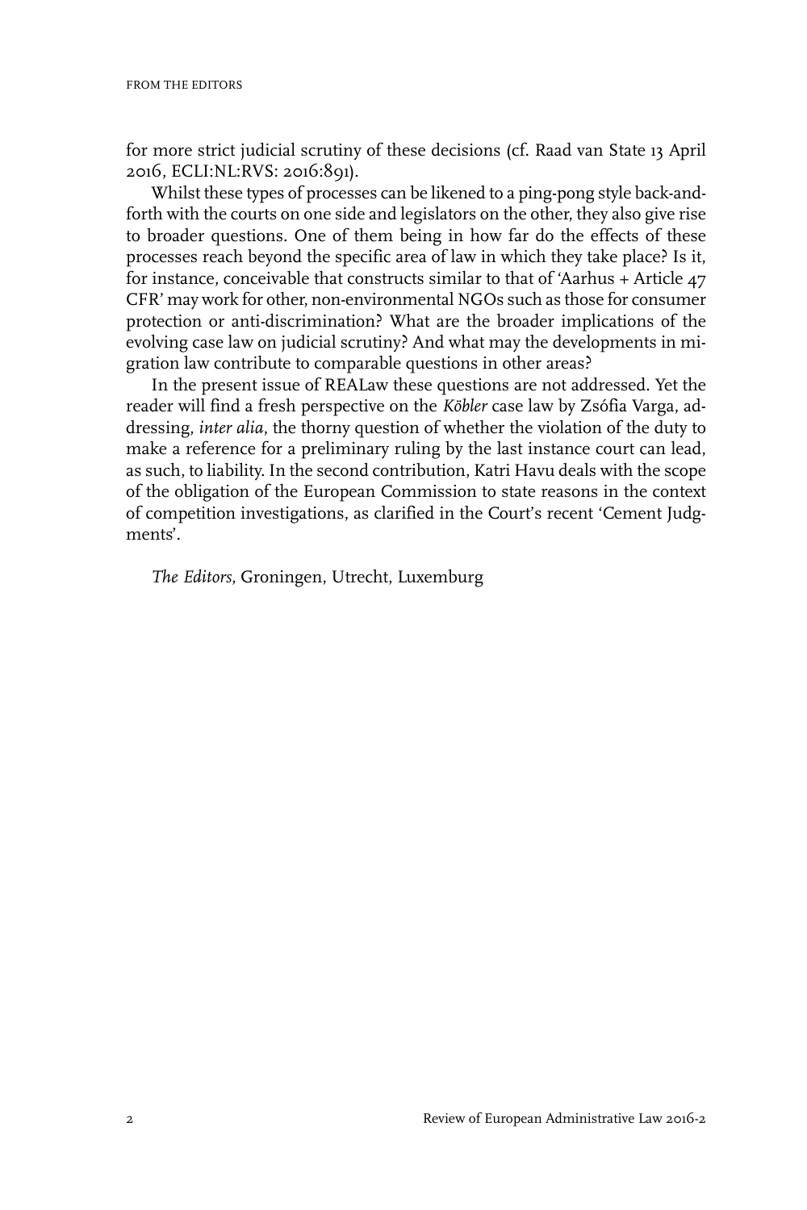for more strict judicial scrutiny of these decisions (cf. Raad van State 13 April 2016, ECLI:NL:RVS: 2016:891).

Whilst these types of processes can be likened to a ping-pong style back-and-forth with the courts on one side and legislators on the other, they also give rise to broader questions. One of them being in how far do the effects of these processes reach beyond the specific area of law in which they take place? Is it, for instance, conceivable that constructs similar to that of 'Aarhus + Article 47 CFR' may work for other, non-environmental NGOs such as those for consumer protection or anti-discrimination? What are the broader implications of the evolving case law on judicial scrutiny? And what may the developments in migration law contribute to comparable questions in other areas?

In the present issue of REALaw these questions are not addressed. Yet the reader will find a fresh perspective on the *Köbler* case law by Zsófia Varga, addressing, *inter alia*, the thorny question of whether the violation of the duty to make a reference for a preliminary ruling by the last instance court can lead, as such, to liability. In the second contribution, Katri Havu deals with the scope of the obligation of the European Commission to state reasons in the context of competition investigations, as clarified in the Court's recent 'Cement Judgments'.

*The Editors*, Groningen, Utrecht, Luxemburg